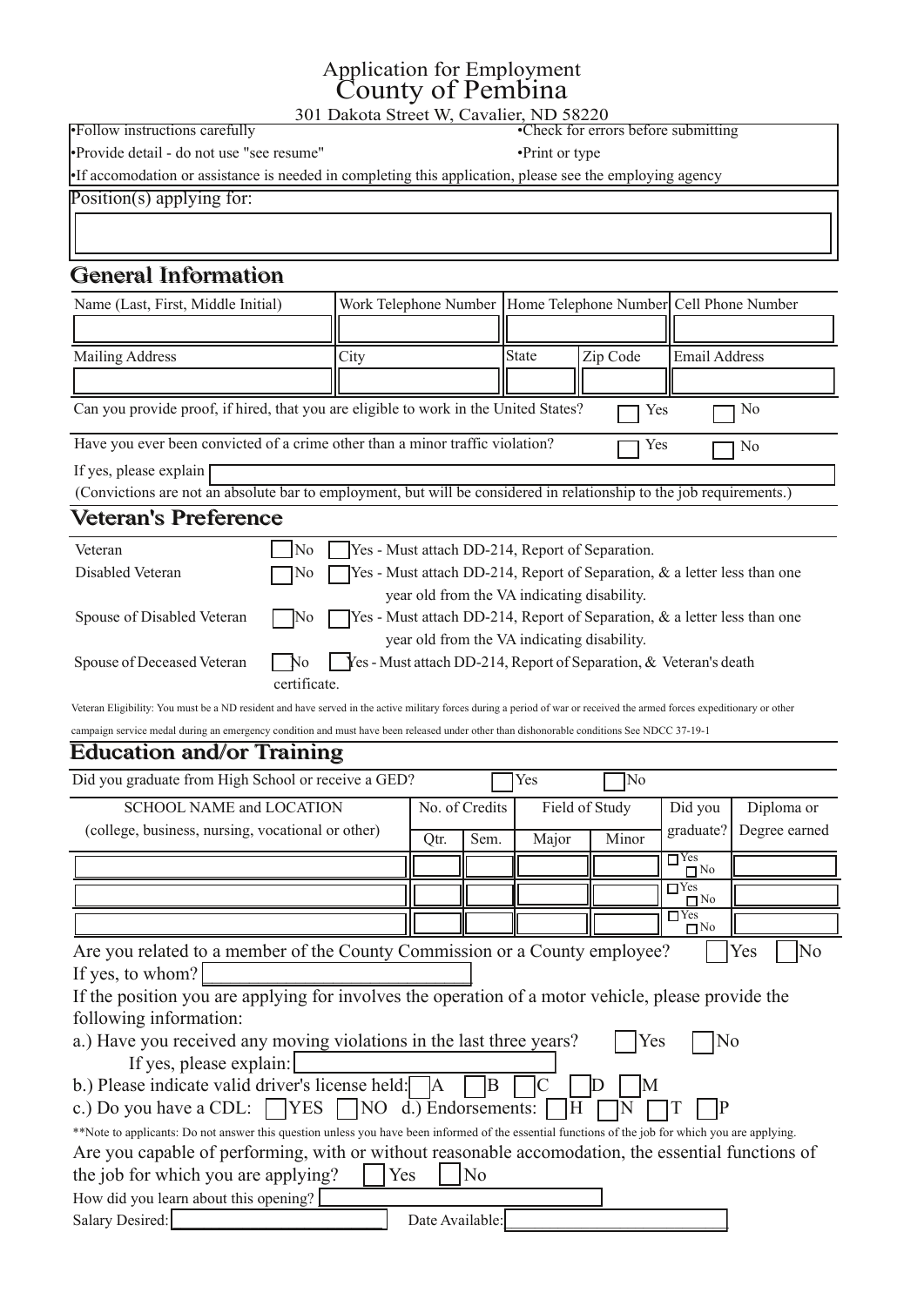# Application for Employment
# County of Pembina

301 Dakota Street W, Cavalier, ND 58220

- Follow instructions carefully
- Check for errors before submitting
- Provide detail - do not use "see resume"
- Print or type
- If accomodation or assistance is needed in completing this application, please see the employing agency

Position(s) applying for:

## General Information

| Name (Last, First, Middle Initial) | Work Telephone Number | Home Telephone Number | | Cell Phone Number |
|---|---|---|---|---|
| | | | | |
| **Mailing Address** | **City** | **State** | **Zip Code** | **Email Address** |
| | | | | |

Can you provide proof, if hired, that you are eligible to work in the United States? ☐ Yes ☐ No

Have you ever been convicted of a crime other than a minor traffic violation? ☐ Yes ☐ No

If yes, please explain

(Convictions are not an absolute bar to employment, but will be considered in relationship to the job requirements.)

## Veteran's Preference

Veteran ☐ No ☐ Yes - Must attach DD-214, Report of Separation.

Disabled Veteran ☐ No ☐ Yes - Must attach DD-214, Report of Separation, & a letter less than one year old from the VA indicating disability.

Spouse of Disabled Veteran ☐ No ☐ Yes - Must attach DD-214, Report of Separation, & a letter less than one year old from the VA indicating disability.

Spouse of Deceased Veteran ☐ No ☐ Yes - Must attach DD-214, Report of Separation, & Veteran's death certificate.

Veteran Eligibility: You must be a ND resident and have served in the active military forces during a period of war or received the armed forces expeditionary or other campaign service medal during an emergency condition and must have been released under other than dishonorable conditions See NDCC 37-19-1

## Education and/or Training

Did you graduate from High School or receive a GED? ☐ Yes ☐ No

| SCHOOL NAME and LOCATION (college, business, nursing, vocational or other) | No. of Credits | | Field of Study | | Did you graduate? | Diploma or Degree earned |
|---|---|---|---|---|---|---|
| | Qtr. | Sem. | Major | Minor | | |
| | | | | | ☐ Yes ☐ No | |
| | | | | | ☐ Yes ☐ No | |
| | | | | | ☐ Yes ☐ No | |

Are you related to a member of the County Commission or a County employee? ☐ Yes ☐ No

If yes, to whom? ______________________________

If the position you are applying for involves the operation of a motor vehicle, please provide the following information:

a.) Have you received any moving violations in the last three years? ☐ Yes ☐ No

If yes, please explain:

b.) Please indicate valid driver's license held: ☐ A ☐ B ☐ C ☐ D ☐ M

c.) Do you have a CDL: ☐ YES ☐ NO d.) Endorsements: ☐ H ☐ N ☐ T ☐ P

**Note to applicants: Do not answer this question unless you have been informed of the essential functions of the job for which you are applying.

Are you capable of performing, with or without reasonable accomodation, the essential functions of the job for which you are applying? ☐ Yes ☐ No

How did you learn about this opening?

Salary Desired: ______________________ Date Available: ______________________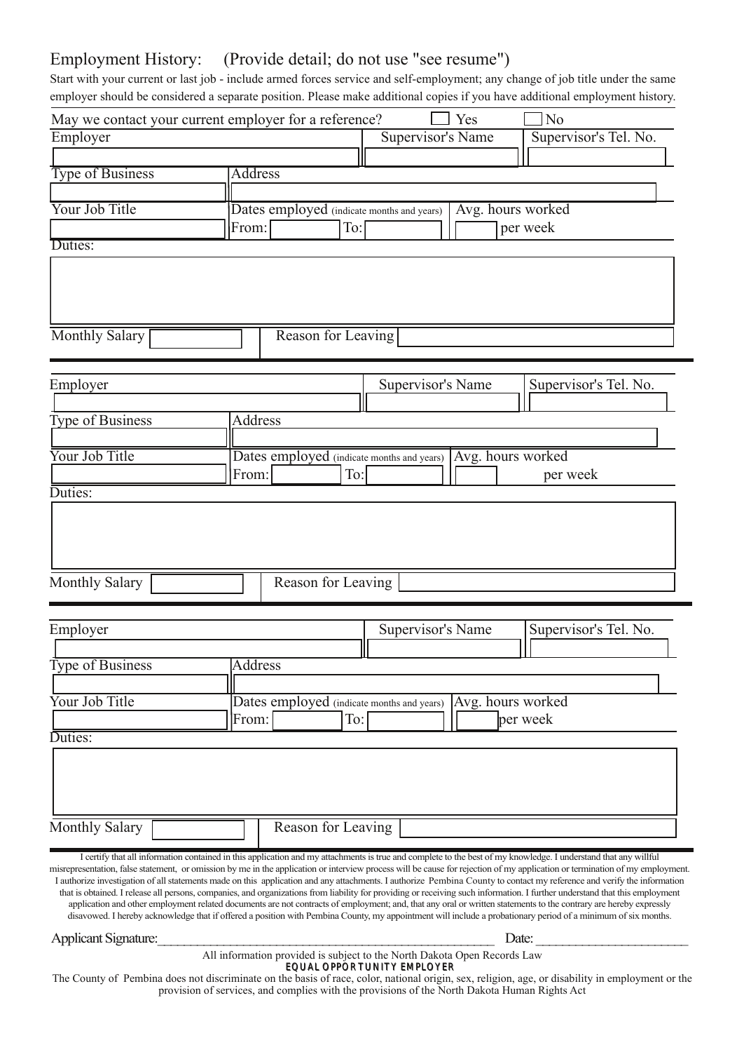## Employment History: (Provide detail; do not use "see resume")

Start with your current or last job - include armed forces service and self-employment; any change of job title under the same employer should be considered a separate position. Please make additional copies if you have additional employment history.

May we contact your current employer for a reference? ☐ Yes ☐ No

| Employer | | Supervisor's Name | Supervisor's Tel. No. |
|---|---|---|---|
| | | | |
| Type of Business | Address | | |
| | | | |
| Your Job Title | Dates employed (indicate months and years) From: To: | Avg. hours worked per week | |

Duties:

Monthly Salary ____ Reason for Leaving ____

| Employer | | Supervisor's Name | Supervisor's Tel. No. |
|---|---|---|---|
| | | | |
| Type of Business | Address | | |
| | | | |
| Your Job Title | Dates employed (indicate months and years) From: To: | Avg. hours worked per week | |

Duties:

Monthly Salary ____ Reason for Leaving ____

| Employer | | Supervisor's Name | Supervisor's Tel. No. |
|---|---|---|---|
| | | | |
| Type of Business | Address | | |
| | | | |
| Your Job Title | Dates employed (indicate months and years) From: To: | Avg. hours worked per week | |

Duties:

Monthly Salary ____ Reason for Leaving ____

I certify that all information contained in this application and my attachments is true and complete to the best of my knowledge. I understand that any willful misrepresentation, false statement, or omission by me in the application or interview process will be cause for rejection of my application or termination of my employment. I authorize investigation of all statements made on this application and any attachments. I authorize Pembina County to contact my reference and verify the information that is obtained. I release all persons, companies, and organizations from liability for providing or receiving such information. I further understand that this employment application and other employment related documents are not contracts of employment; and, that any oral or written statements to the contrary are hereby expressly disavowed. I hereby acknowledge that if offered a position with Pembina County, my appointment will include a probationary period of a minimum of six months.

Applicant Signature:________________________________ Date: ____________________

All information provided is subject to the North Dakota Open Records Law

**EQUAL OPPORTUNITY EMPLOYER**

The County of Pembina does not discriminate on the basis of race, color, national origin, sex, religion, age, or disability in employment or the provision of services, and complies with the provisions of the North Dakota Human Rights Act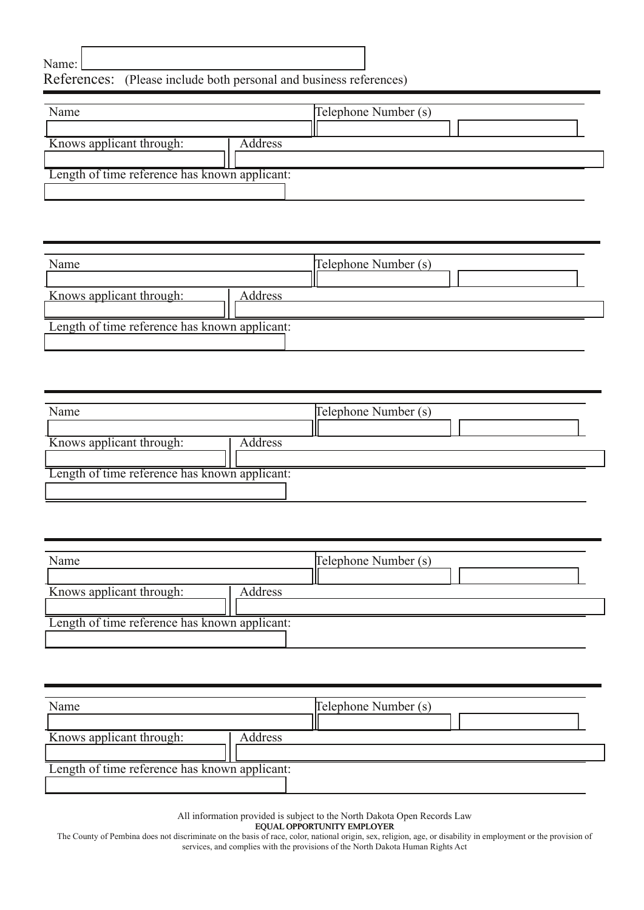Name:

References: (Please include both personal and business references)

| Name | Telephone Number (s) |
| --- | --- |
| | |
| Knows applicant through: | Address |
| | |
| Length of time reference has known applicant: | |
| | |

| Name | Telephone Number (s) |
| --- | --- |
| | |
| Knows applicant through: | Address |
| | |
| Length of time reference has known applicant: | |
| | |

| Name | Telephone Number (s) |
| --- | --- |
| | |
| Knows applicant through: | Address |
| | |
| Length of time reference has known applicant: | |
| | |

| Name | Telephone Number (s) |
| --- | --- |
| | |
| Knows applicant through: | Address |
| | |
| Length of time reference has known applicant: | |
| | |

| Name | Telephone Number (s) |
| --- | --- |
| | |
| Knows applicant through: | Address |
| | |
| Length of time reference has known applicant: | |
| | |

All information provided is subject to the North Dakota Open Records Law

**EQUAL OPPORTUNITY EMPLOYER**

The County of Pembina does not discriminate on the basis of race, color, national origin, sex, religion, age, or disability in employment or the provision of services, and complies with the provisions of the North Dakota Human Rights Act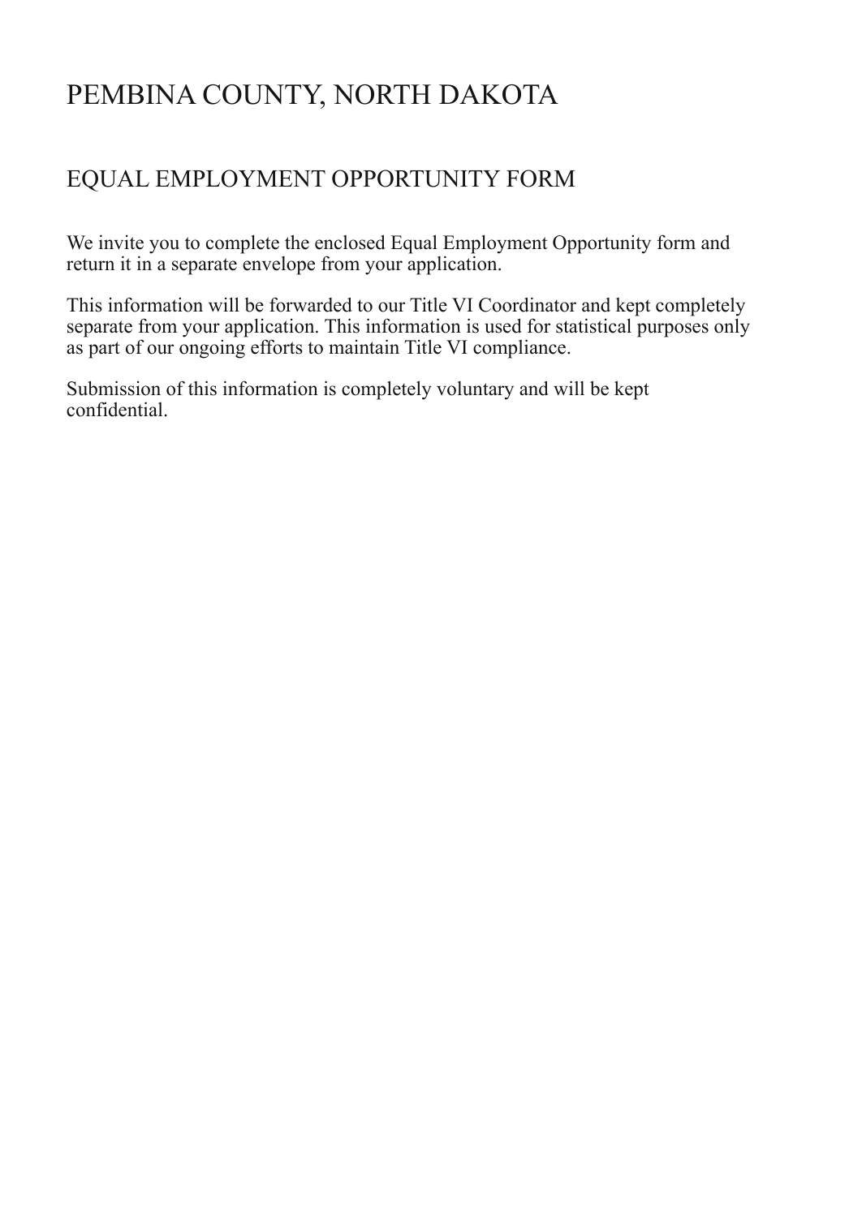# PEMBINA COUNTY, NORTH DAKOTA

## EQUAL EMPLOYMENT OPPORTUNITY FORM

We invite you to complete the enclosed Equal Employment Opportunity form and return it in a separate envelope from your application.

This information will be forwarded to our Title VI Coordinator and kept completely separate from your application. This information is used for statistical purposes only as part of our ongoing efforts to maintain Title VI compliance.

Submission of this information is completely voluntary and will be kept confidential.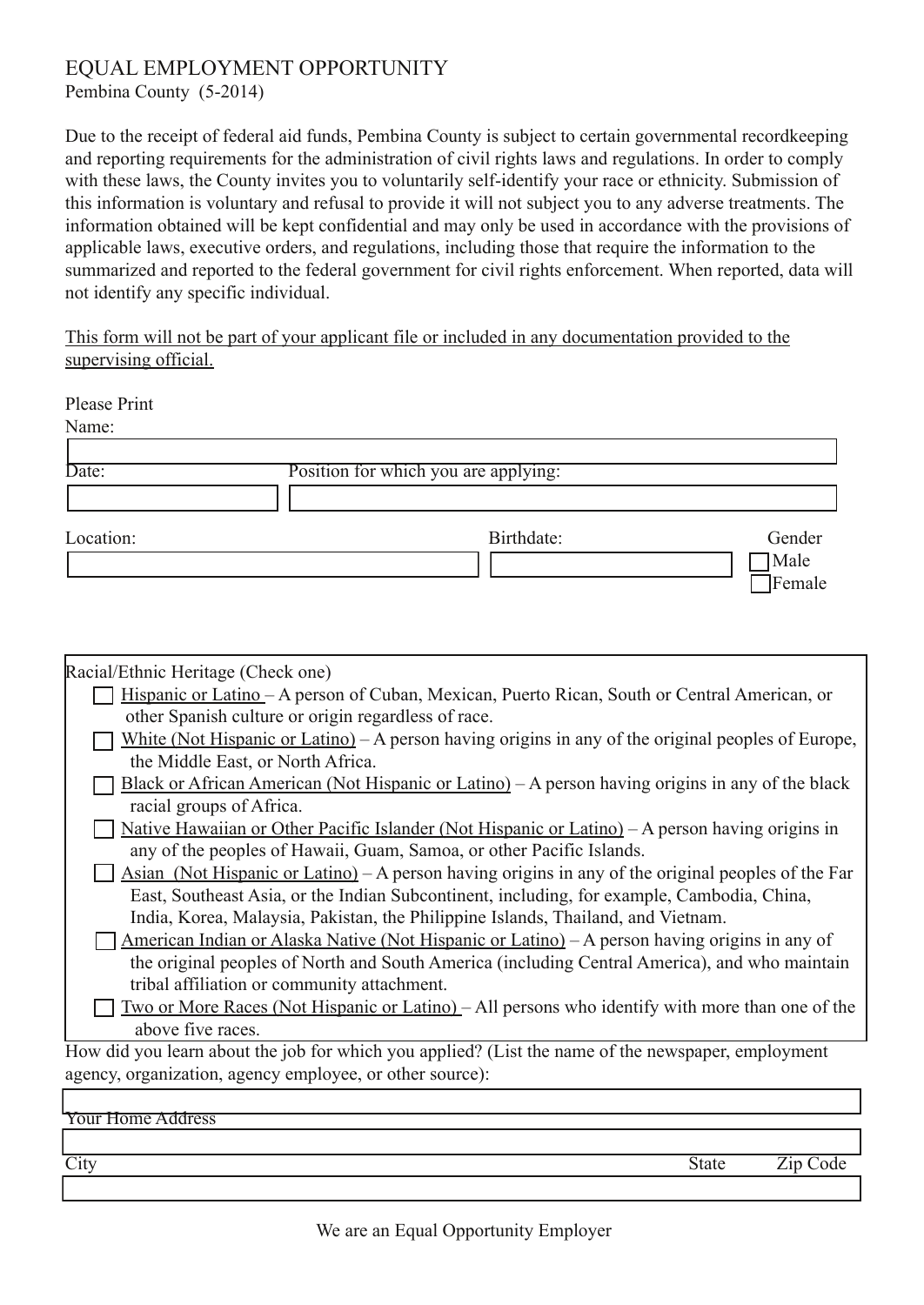# EQUAL EMPLOYMENT OPPORTUNITY

Pembina County (5-2014)

Due to the receipt of federal aid funds, Pembina County is subject to certain governmental recordkeeping and reporting requirements for the administration of civil rights laws and regulations. In order to comply with these laws, the County invites you to voluntarily self-identify your race or ethnicity. Submission of this information is voluntary and refusal to provide it will not subject you to any adverse treatments. The information obtained will be kept confidential and may only be used in accordance with the provisions of applicable laws, executive orders, and regulations, including those that require the information to the summarized and reported to the federal government for civil rights enforcement. When reported, data will not identify any specific individual.

<u>This form will not be part of your applicant file or included in any documentation provided to the supervising official.</u>

Please Print

Name:

Date: ______ Position for which you are applying: ______

Location: ______ Birthdate: ______ Gender

- ☐ Male
- ☐ Female

Racial/Ethnic Heritage (Check one)

- ☐ <u>Hispanic or Latino</u> – A person of Cuban, Mexican, Puerto Rican, South or Central American, or other Spanish culture or origin regardless of race.
- ☐ <u>White (Not Hispanic or Latino)</u> – A person having origins in any of the original peoples of Europe, the Middle East, or North Africa.
- ☐ <u>Black or African American (Not Hispanic or Latino)</u> – A person having origins in any of the black racial groups of Africa.
- ☐ <u>Native Hawaiian or Other Pacific Islander (Not Hispanic or Latino)</u> – A person having origins in any of the peoples of Hawaii, Guam, Samoa, or other Pacific Islands.
- ☐ <u>Asian (Not Hispanic or Latino)</u> – A person having origins in any of the original peoples of the Far East, Southeast Asia, or the Indian Subcontinent, including, for example, Cambodia, China, India, Korea, Malaysia, Pakistan, the Philippine Islands, Thailand, and Vietnam.
- ☐ <u>American Indian or Alaska Native (Not Hispanic or Latino)</u> – A person having origins in any of the original peoples of North and South America (including Central America), and who maintain tribal affiliation or community attachment.
- ☐ <u>Two or More Races (Not Hispanic or Latino)</u> – All persons who identify with more than one of the above five races.

How did you learn about the job for which you applied? (List the name of the newspaper, employment agency, organization, agency employee, or other source):

Your Home Address

City ______ State ______ Zip Code ______

We are an Equal Opportunity Employer